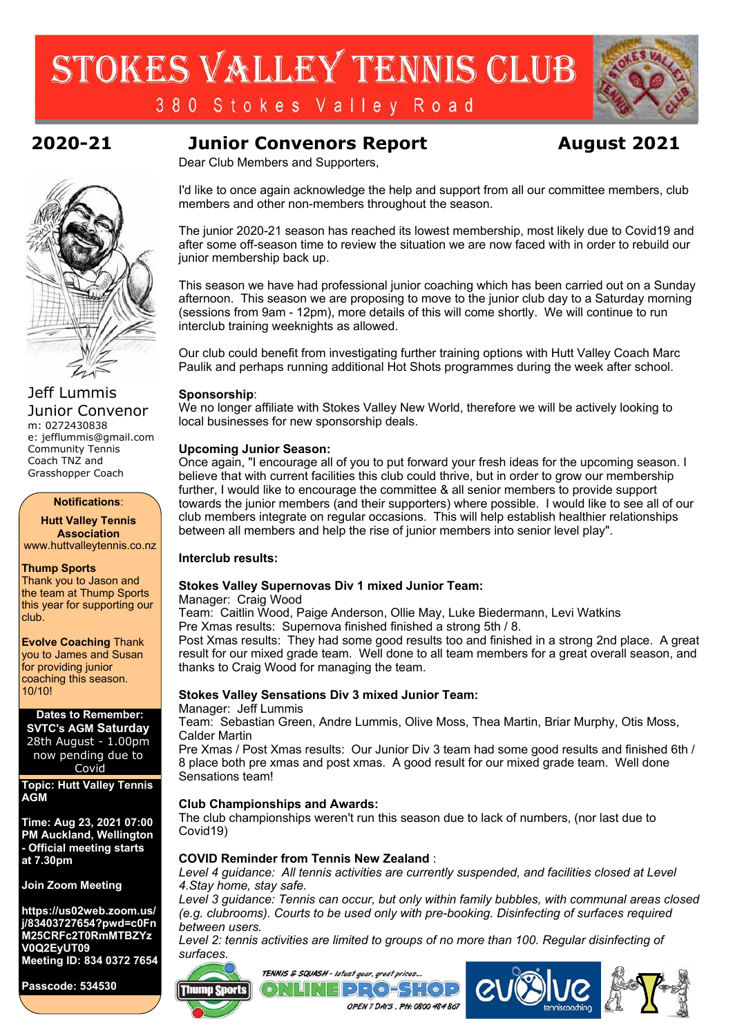# STOKES VALLEY TENNIS CLUB

380 Stokes Valley Road

## 2020-21 Junior Convenors Report August 2021

Jeff Lummis
Junior Convenor
m: 0272430838
e: jefflummis@gmail.com
Community Tennis Coach TNZ and Grasshopper Coach

**Notifications**:

**Hutt Valley Tennis Association**
www.huttvalleytennis.co.nz

**Thump Sports**
Thank you to Jason and the team at Thump Sports this year for supporting our club.

**Evolve Coaching** Thank you to James and Susan for providing junior coaching this season. 10/10!

**Dates to Remember:**
**SVTC's AGM Saturday** 28th August - 1.00pm now pending due to Covid

**Topic: Hutt Valley Tennis AGM**

**Time: Aug 23, 2021 07:00 PM Auckland, Wellington - Official meeting starts at 7.30pm**

**Join Zoom Meeting**

**https://us02web.zoom.us/j/83403727654?pwd=c0FnM25CRFc2T0RmMTBZYzV0Q2EyUT09**
**Meeting ID: 834 0372 7654**

**Passcode: 534530**

Dear Club Members and Supporters,

I'd like to once again acknowledge the help and support from all our committee members, club members and other non-members throughout the season.

The junior 2020-21 season has reached its lowest membership, most likely due to Covid19 and after some off-season time to review the situation we are now faced with in order to rebuild our junior membership back up.

This season we have had professional junior coaching which has been carried out on a Sunday afternoon. This season we are proposing to move to the junior club day to a Saturday morning (sessions from 9am - 12pm), more details of this will come shortly. We will continue to run interclub training weeknights as allowed.

Our club could benefit from investigating further training options with Hutt Valley Coach Marc Paulik and perhaps running additional Hot Shots programmes during the week after school.

**Sponsorship**:
We no longer affiliate with Stokes Valley New World, therefore we will be actively looking to local businesses for new sponsorship deals.

**Upcoming Junior Season:**
Once again, "I encourage all of you to put forward your fresh ideas for the upcoming season. I believe that with current facilities this club could thrive, but in order to grow our membership further, I would like to encourage the committee & all senior members to provide support towards the junior members (and their supporters) where possible. I would like to see all of our club members integrate on regular occasions. This will help establish healthier relationships between all members and help the rise of junior members into senior level play".

**Interclub results:**

**Stokes Valley Supernovas Div 1 mixed Junior Team:**
Manager: Craig Wood
Team: Caitlin Wood, Paige Anderson, Ollie May, Luke Biedermann, Levi Watkins
Pre Xmas results: Supernova finished finished a strong 5th / 8.
Post Xmas results: They had some good results too and finished in a strong 2nd place. A great result for our mixed grade team. Well done to all team members for a great overall season, and thanks to Craig Wood for managing the team.

**Stokes Valley Sensations Div 3 mixed Junior Team:**
Manager: Jeff Lummis
Team: Sebastian Green, Andre Lummis, Olive Moss, Thea Martin, Briar Murphy, Otis Moss, Calder Martin
Pre Xmas / Post Xmas results: Our Junior Div 3 team had some good results and finished 6th / 8 place both pre xmas and post xmas. A good result for our mixed grade team. Well done Sensations team!

**Club Championships and Awards:**
The club championships weren't run this season due to lack of numbers, (nor last due to Covid19)

**COVID Reminder from Tennis New Zealand** :
*Level 4 guidance: All tennis activities are currently suspended, and facilities closed at Level 4.Stay home, stay safe.*
*Level 3 guidance: Tennis can occur, but only within family bubbles, with communal areas closed (e.g. clubrooms). Courts to be used only with pre-booking. Disinfecting of surfaces required between users.*
*Level 2: tennis activities are limited to groups of no more than 100. Regular disinfecting of surfaces.*

Thump Sports — TENNIS & SQUASH - latest gear, great prices... ONLINE PRO-SHOP — OPEN 7 DAYS . PH: 0800 484 867 — evolve tenniscoaching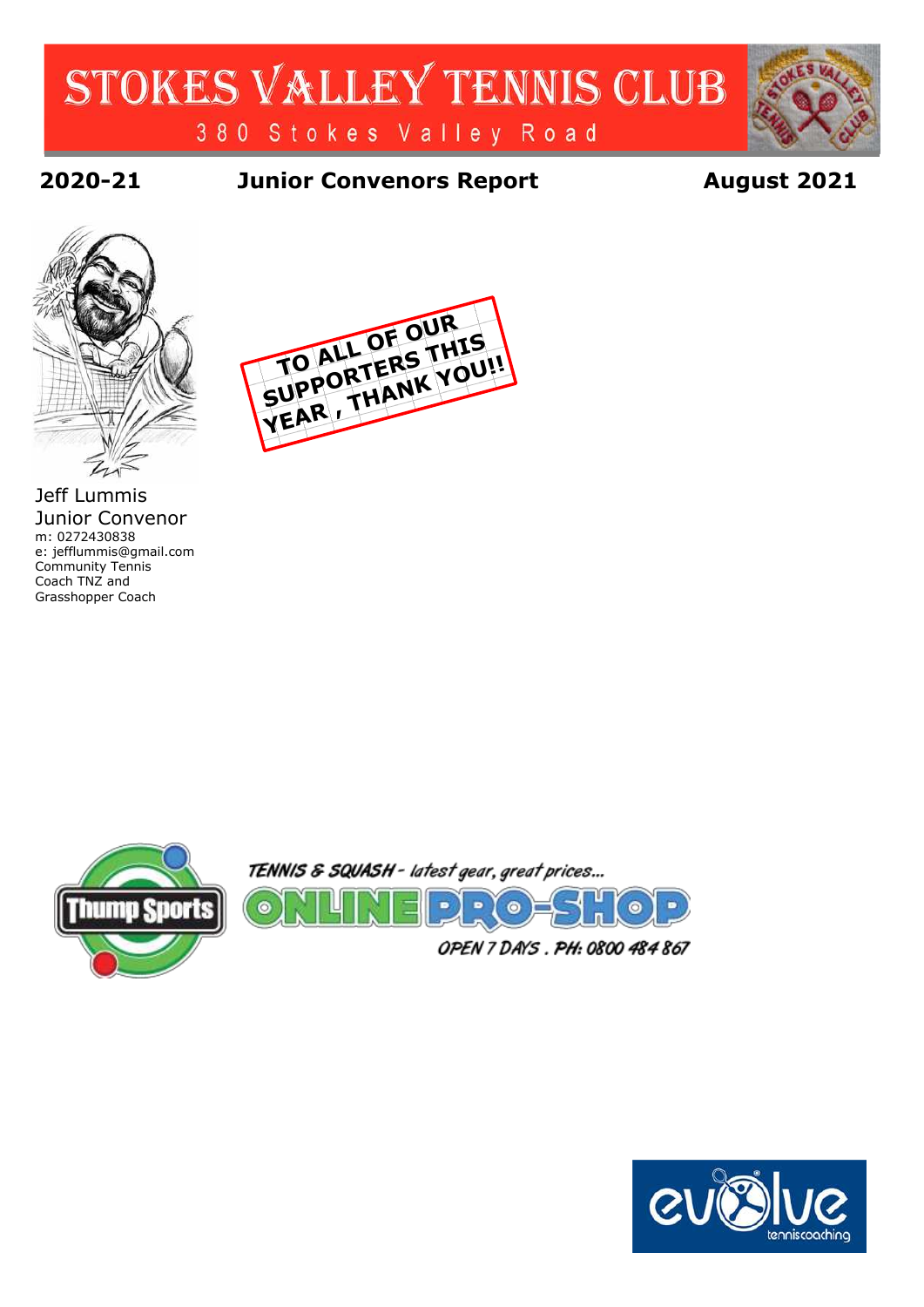# STOKES VALLEY TENNIS CLUB

380 Stokes Valley Road

**2020-21** **Junior Convenors Report** **August 2021**

Jeff Lummis
Junior Convenor
m: 0272430838
e: jefflummis@gmail.com
Community Tennis Coach TNZ and Grasshopper Coach

**TO ALL OF OUR SUPPORTERS THIS YEAR , THANK YOU!!**

Thump Sports

TENNIS & SQUASH - latest gear, great prices...

ONLINE PRO-SHOP

OPEN 7 DAYS . PH: 0800 484 867

evolve tenniscoaching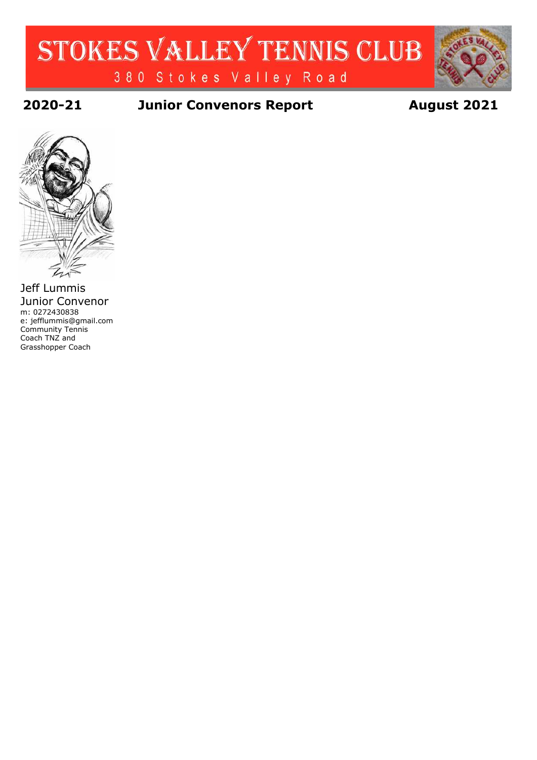# STOKES VALLEY TENNIS CLUB

380 Stokes Valley Road

**2020-21** **Junior Convenors Report** **August 2021**

Jeff Lummis
Junior Convenor
m: 0272430838
e: jefflummis@gmail.com
Community Tennis Coach TNZ and Grasshopper Coach